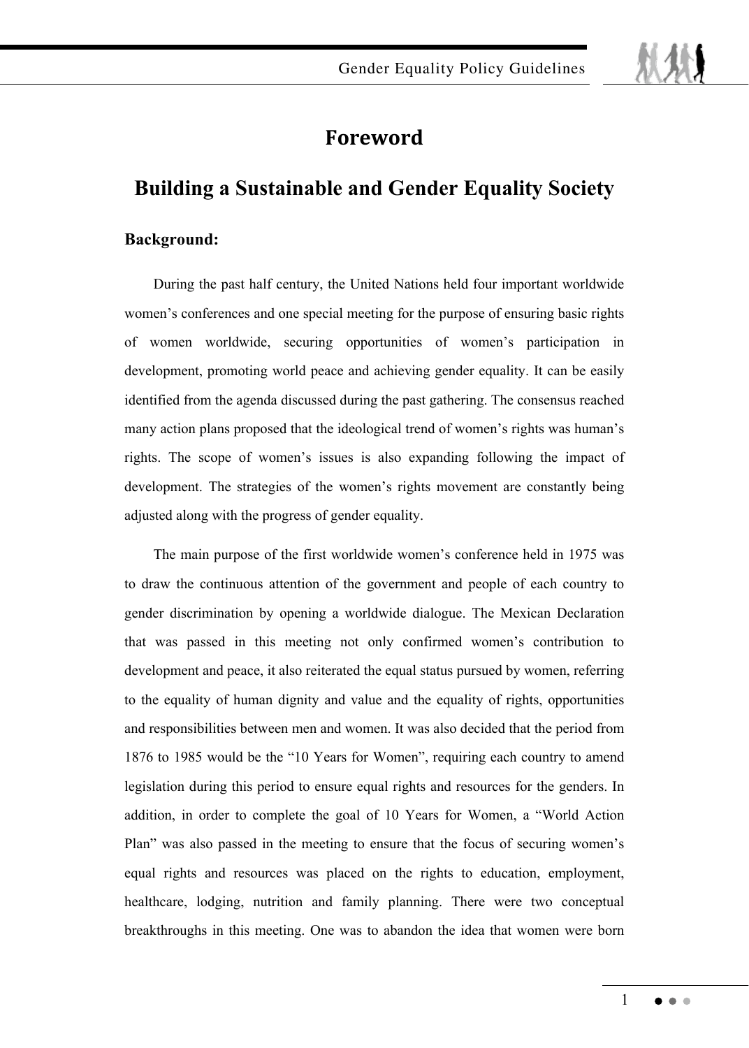# Foreword

## Building a Sustainable and Gender Equality Society

**Background:**

During the past half century, the United Nations held four important worldwide women's conferences and one special meeting for the purpose of ensuring basic rights of women worldwide, securing opportunities of women's participation in development, promoting world peace and achieving gender equality. It can be easily identified from the agenda discussed during the past gathering. The consensus reached many action plans proposed that the ideological trend of women's rights was human's rights. The scope of women's issues is also expanding following the impact of development. The strategies of the women's rights movement are constantly being adjusted along with the progress of gender equality.

The main purpose of the first worldwide women's conference held in 1975 was to draw the continuous attention of the government and people of each country to gender discrimination by opening a worldwide dialogue. The Mexican Declaration that was passed in this meeting not only confirmed women's contribution to development and peace, it also reiterated the equal status pursued by women, referring to the equality of human dignity and value and the equality of rights, opportunities and responsibilities between men and women. It was also decided that the period from 1876 to 1985 would be the "10 Years for Women", requiring each country to amend legislation during this period to ensure equal rights and resources for the genders. In addition, in order to complete the goal of 10 Years for Women, a "World Action Plan" was also passed in the meeting to ensure that the focus of securing women's equal rights and resources was placed on the rights to education, employment, healthcare, lodging, nutrition and family planning. There were two conceptual breakthroughs in this meeting. One was to abandon the idea that women were born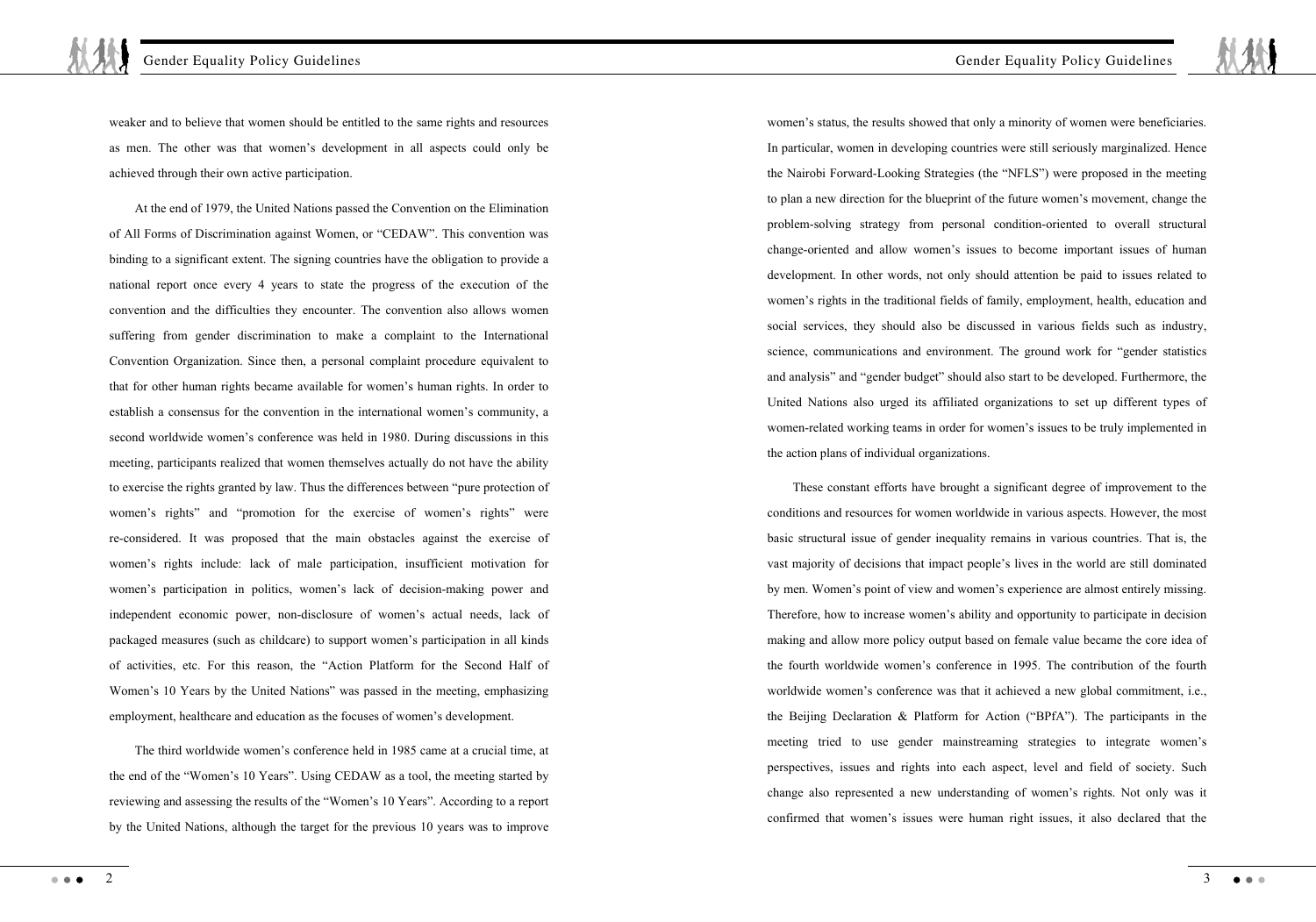weaker and to believe that women should be entitled to the same rights and resources as men. The other was that women's development in all aspects could only be achieved through their own active participation.

At the end of 1979, the United Nations passed the Convention on the Elimination of All Forms of Discrimination against Women, or "CEDAW". This convention was binding to a significant extent. The signing countries have the obligation to provide a national report once every 4 years to state the progress of the execution of the convention and the difficulties they encounter. The convention also allows women suffering from gender discrimination to make a complaint to the International Convention Organization. Since then, a personal complaint procedure equivalent to that for other human rights became available for women's human rights. In order to establish a consensus for the convention in the international women's community, a second worldwide women's conference was held in 1980. During discussions in this meeting, participants realized that women themselves actually do not have the ability to exercise the rights granted by law. Thus the differences between "pure protection of women's rights" and "promotion for the exercise of women's rights" were re-considered. It was proposed that the main obstacles against the exercise of women's rights include: lack of male participation, insufficient motivation for women's participation in politics, women's lack of decision-making power and independent economic power, non-disclosure of women's actual needs, lack of packaged measures (such as childcare) to support women's participation in all kinds of activities, etc. For this reason, the "Action Platform for the Second Half of Women's 10 Years by the United Nations" was passed in the meeting, emphasizing employment, healthcare and education as the focuses of women's development.

The third worldwide women's conference held in 1985 came at a crucial time, at the end of the "Women's 10 Years". Using CEDAW as a tool, the meeting started by reviewing and assessing the results of the "Women's 10 Years". According to a report by the United Nations, although the target for the previous 10 years was to improve women's status, the results showed that only a minority of women were beneficiaries. In particular, women in developing countries were still seriously marginalized. Hence the Nairobi Forward-Looking Strategies (the "NFLS") were proposed in the meeting to plan a new direction for the blueprint of the future women's movement, change the problem-solving strategy from personal condition-oriented to overall structural change-oriented and allow women's issues to become important issues of human development. In other words, not only should attention be paid to issues related to women's rights in the traditional fields of family, employment, health, education and social services, they should also be discussed in various fields such as industry, science, communications and environment. The ground work for "gender statistics and analysis" and "gender budget" should also start to be developed. Furthermore, the United Nations also urged its affiliated organizations to set up different types of women-related working teams in order for women's issues to be truly implemented in the action plans of individual organizations.

These constant efforts have brought a significant degree of improvement to the conditions and resources for women worldwide in various aspects. However, the most basic structural issue of gender inequality remains in various countries. That is, the vast majority of decisions that impact people's lives in the world are still dominated by men. Women's point of view and women's experience are almost entirely missing. Therefore, how to increase women's ability and opportunity to participate in decision making and allow more policy output based on female value became the core idea of the fourth worldwide women's conference in 1995. The contribution of the fourth worldwide women's conference was that it achieved a new global commitment, i.e., the Beijing Declaration & Platform for Action ("BPfA"). The participants in the meeting tried to use gender mainstreaming strategies to integrate women's perspectives, issues and rights into each aspect, level and field of society. Such change also represented a new understanding of women's rights. Not only was it confirmed that women's issues were human right issues, it also declared that the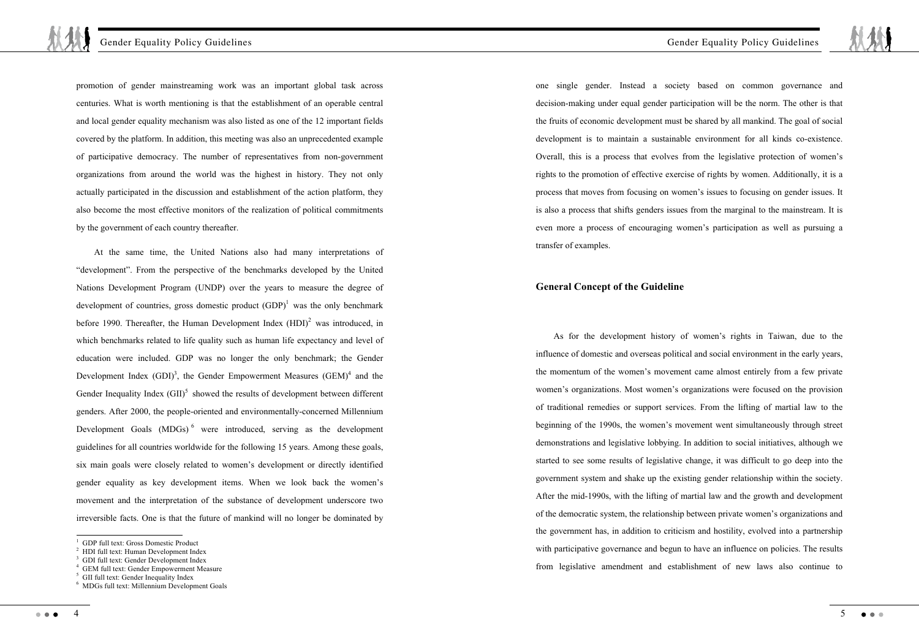promotion of gender mainstreaming work was an important global task across centuries. What is worth mentioning is that the establishment of an operable central and local gender equality mechanism was also listed as one of the 12 important fields covered by the platform. In addition, this meeting was also an unprecedented example of participative democracy. The number of representatives from non-government organizations from around the world was the highest in history. They not only actually participated in the discussion and establishment of the action platform, they also become the most effective monitors of the realization of political commitments by the government of each country thereafter.

At the same time, the United Nations also had many interpretations of "development". From the perspective of the benchmarks developed by the United Nations Development Program (UNDP) over the years to measure the degree of development of countries, gross domestic product (GDP)[1] was the only benchmark before 1990. Thereafter, the Human Development Index (HDI)[2] was introduced, in which benchmarks related to life quality such as human life expectancy and level of education were included. GDP was no longer the only benchmark; the Gender Development Index (GDI)[3], the Gender Empowerment Measures (GEM)[4] and the Gender Inequality Index (GII)[5] showed the results of development between different genders. After 2000, the people-oriented and environmentally-concerned Millennium Development Goals (MDGs)[6] were introduced, serving as the development guidelines for all countries worldwide for the following 15 years. Among these goals, six main goals were closely related to women's development or directly identified gender equality as key development items. When we look back the women's movement and the interpretation of the substance of development underscore two irreversible facts. One is that the future of mankind will no longer be dominated by one single gender. Instead a society based on common governance and decision-making under equal gender participation will be the norm. The other is that the fruits of economic development must be shared by all mankind. The goal of social development is to maintain a sustainable environment for all kinds co-existence. Overall, this is a process that evolves from the legislative protection of women's rights to the promotion of effective exercise of rights by women. Additionally, it is a process that moves from focusing on women's issues to focusing on gender issues. It is also a process that shifts genders issues from the marginal to the mainstream. It is even more a process of encouraging women's participation as well as pursuing a transfer of examples.

[1] GDP full text: Gross Domestic Product
[2] HDI full text: Human Development Index
[3] GDI full text: Gender Development Index
[4] GEM full text: Gender Empowerment Measure
[5] GII full text: Gender Inequality Index
[6] MDGs full text: Millennium Development Goals

## General Concept of the Guideline

As for the development history of women's rights in Taiwan, due to the influence of domestic and overseas political and social environment in the early years, the momentum of the women's movement came almost entirely from a few private women's organizations. Most women's organizations were focused on the provision of traditional remedies or support services. From the lifting of martial law to the beginning of the 1990s, the women's movement went simultaneously through street demonstrations and legislative lobbying. In addition to social initiatives, although we started to see some results of legislative change, it was difficult to go deep into the government system and shake up the existing gender relationship within the society. After the mid-1990s, with the lifting of martial law and the growth and development of the democratic system, the relationship between private women's organizations and the government has, in addition to criticism and hostility, evolved into a partnership with participative governance and begun to have an influence on policies. The results from legislative amendment and establishment of new laws also continue to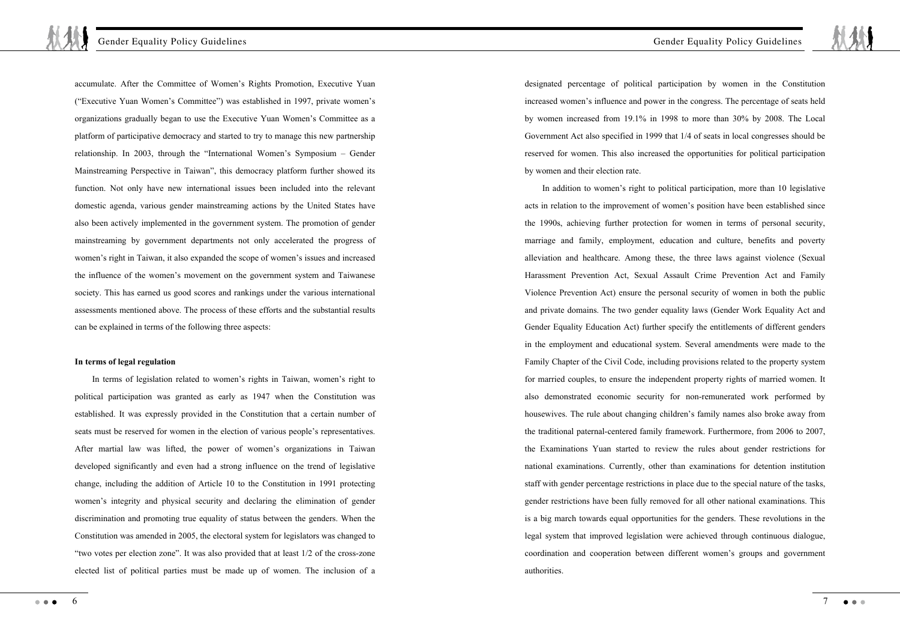accumulate. After the Committee of Women's Rights Promotion, Executive Yuan ("Executive Yuan Women's Committee") was established in 1997, private women's organizations gradually began to use the Executive Yuan Women's Committee as a platform of participative democracy and started to try to manage this new partnership relationship. In 2003, through the "International Women's Symposium – Gender Mainstreaming Perspective in Taiwan", this democracy platform further showed its function. Not only have new international issues been included into the relevant domestic agenda, various gender mainstreaming actions by the United States have also been actively implemented in the government system. The promotion of gender mainstreaming by government departments not only accelerated the progress of women's right in Taiwan, it also expanded the scope of women's issues and increased the influence of the women's movement on the government system and Taiwanese society. This has earned us good scores and rankings under the various international assessments mentioned above. The process of these efforts and the substantial results can be explained in terms of the following three aspects:

**In terms of legal regulation**

In terms of legislation related to women's rights in Taiwan, women's right to political participation was granted as early as 1947 when the Constitution was established. It was expressly provided in the Constitution that a certain number of seats must be reserved for women in the election of various people's representatives. After martial law was lifted, the power of women's organizations in Taiwan developed significantly and even had a strong influence on the trend of legislative change, including the addition of Article 10 to the Constitution in 1991 protecting women's integrity and physical security and declaring the elimination of gender discrimination and promoting true equality of status between the genders. When the Constitution was amended in 2005, the electoral system for legislators was changed to "two votes per election zone". It was also provided that at least 1/2 of the cross-zone elected list of political parties must be made up of women. The inclusion of a designated percentage of political participation by women in the Constitution increased women's influence and power in the congress. The percentage of seats held by women increased from 19.1% in 1998 to more than 30% by 2008. The Local Government Act also specified in 1999 that 1/4 of seats in local congresses should be reserved for women. This also increased the opportunities for political participation by women and their election rate.

In addition to women's right to political participation, more than 10 legislative acts in relation to the improvement of women's position have been established since the 1990s, achieving further protection for women in terms of personal security, marriage and family, employment, education and culture, benefits and poverty alleviation and healthcare. Among these, the three laws against violence (Sexual Harassment Prevention Act, Sexual Assault Crime Prevention Act and Family Violence Prevention Act) ensure the personal security of women in both the public and private domains. The two gender equality laws (Gender Work Equality Act and Gender Equality Education Act) further specify the entitlements of different genders in the employment and educational system. Several amendments were made to the Family Chapter of the Civil Code, including provisions related to the property system for married couples, to ensure the independent property rights of married women. It also demonstrated economic security for non-remunerated work performed by housewives. The rule about changing children's family names also broke away from the traditional paternal-centered family framework. Furthermore, from 2006 to 2007, the Examinations Yuan started to review the rules about gender restrictions for national examinations. Currently, other than examinations for detention institution staff with gender percentage restrictions in place due to the special nature of the tasks, gender restrictions have been fully removed for all other national examinations. This is a big march towards equal opportunities for the genders. These revolutions in the legal system that improved legislation were achieved through continuous dialogue, coordination and cooperation between different women's groups and government authorities.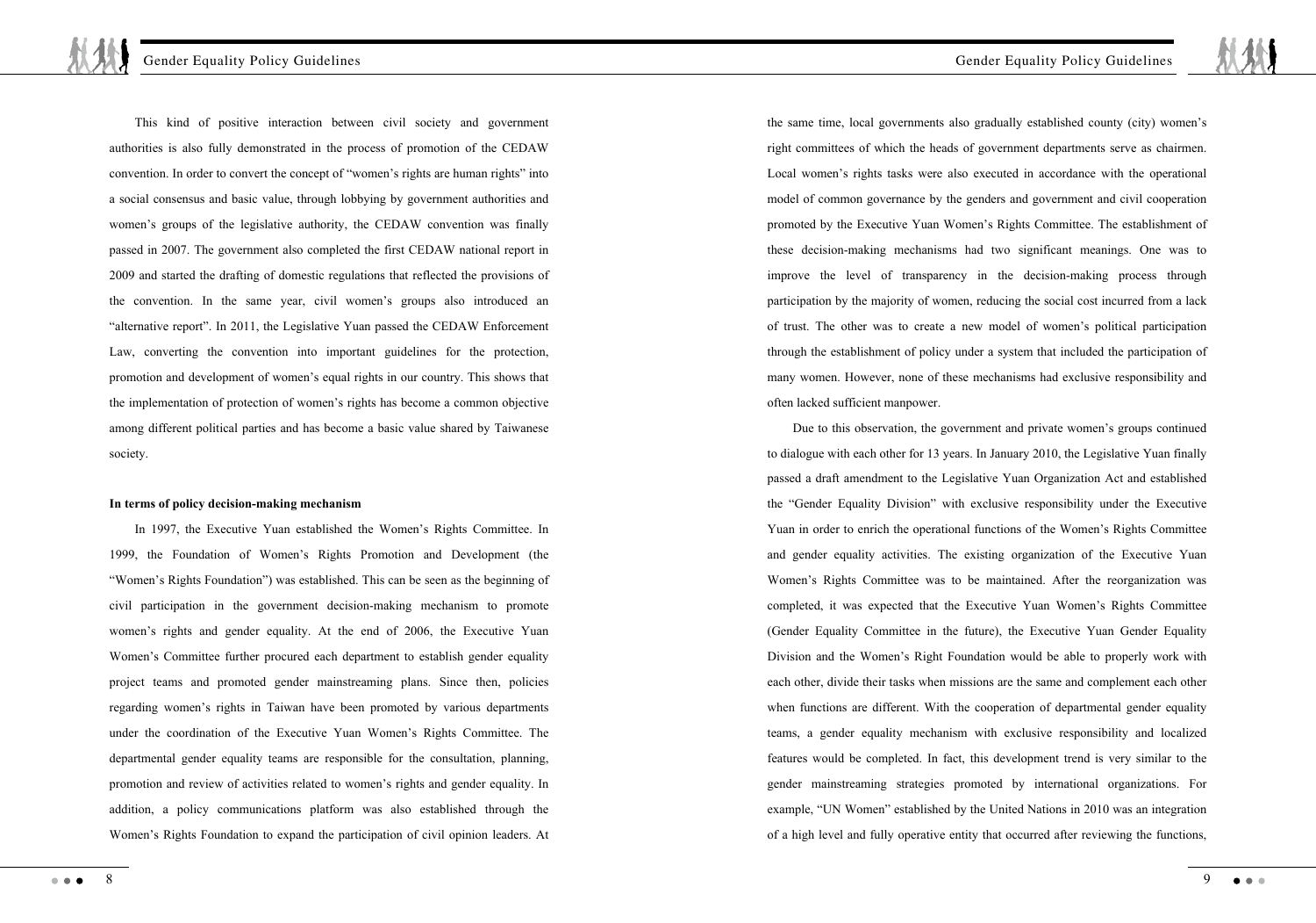This kind of positive interaction between civil society and government authorities is also fully demonstrated in the process of promotion of the CEDAW convention. In order to convert the concept of "women's rights are human rights" into a social consensus and basic value, through lobbying by government authorities and women's groups of the legislative authority, the CEDAW convention was finally passed in 2007. The government also completed the first CEDAW national report in 2009 and started the drafting of domestic regulations that reflected the provisions of the convention. In the same year, civil women's groups also introduced an "alternative report". In 2011, the Legislative Yuan passed the CEDAW Enforcement Law, converting the convention into important guidelines for the protection, promotion and development of women's equal rights in our country. This shows that the implementation of protection of women's rights has become a common objective among different political parties and has become a basic value shared by Taiwanese society.

**In terms of policy decision-making mechanism**

In 1997, the Executive Yuan established the Women's Rights Committee. In 1999, the Foundation of Women's Rights Promotion and Development (the "Women's Rights Foundation") was established. This can be seen as the beginning of civil participation in the government decision-making mechanism to promote women's rights and gender equality. At the end of 2006, the Executive Yuan Women's Committee further procured each department to establish gender equality project teams and promoted gender mainstreaming plans. Since then, policies regarding women's rights in Taiwan have been promoted by various departments under the coordination of the Executive Yuan Women's Rights Committee. The departmental gender equality teams are responsible for the consultation, planning, promotion and review of activities related to women's rights and gender equality. In addition, a policy communications platform was also established through the Women's Rights Foundation to expand the participation of civil opinion leaders. At the same time, local governments also gradually established county (city) women's right committees of which the heads of government departments serve as chairmen. Local women's rights tasks were also executed in accordance with the operational model of common governance by the genders and government and civil cooperation promoted by the Executive Yuan Women's Rights Committee. The establishment of these decision-making mechanisms had two significant meanings. One was to improve the level of transparency in the decision-making process through participation by the majority of women, reducing the social cost incurred from a lack of trust. The other was to create a new model of women's political participation through the establishment of policy under a system that included the participation of many women. However, none of these mechanisms had exclusive responsibility and often lacked sufficient manpower.

Due to this observation, the government and private women's groups continued to dialogue with each other for 13 years. In January 2010, the Legislative Yuan finally passed a draft amendment to the Legislative Yuan Organization Act and established the "Gender Equality Division" with exclusive responsibility under the Executive Yuan in order to enrich the operational functions of the Women's Rights Committee and gender equality activities. The existing organization of the Executive Yuan Women's Rights Committee was to be maintained. After the reorganization was completed, it was expected that the Executive Yuan Women's Rights Committee (Gender Equality Committee in the future), the Executive Yuan Gender Equality Division and the Women's Right Foundation would be able to properly work with each other, divide their tasks when missions are the same and complement each other when functions are different. With the cooperation of departmental gender equality teams, a gender equality mechanism with exclusive responsibility and localized features would be completed. In fact, this development trend is very similar to the gender mainstreaming strategies promoted by international organizations. For example, "UN Women" established by the United Nations in 2010 was an integration of a high level and fully operative entity that occurred after reviewing the functions,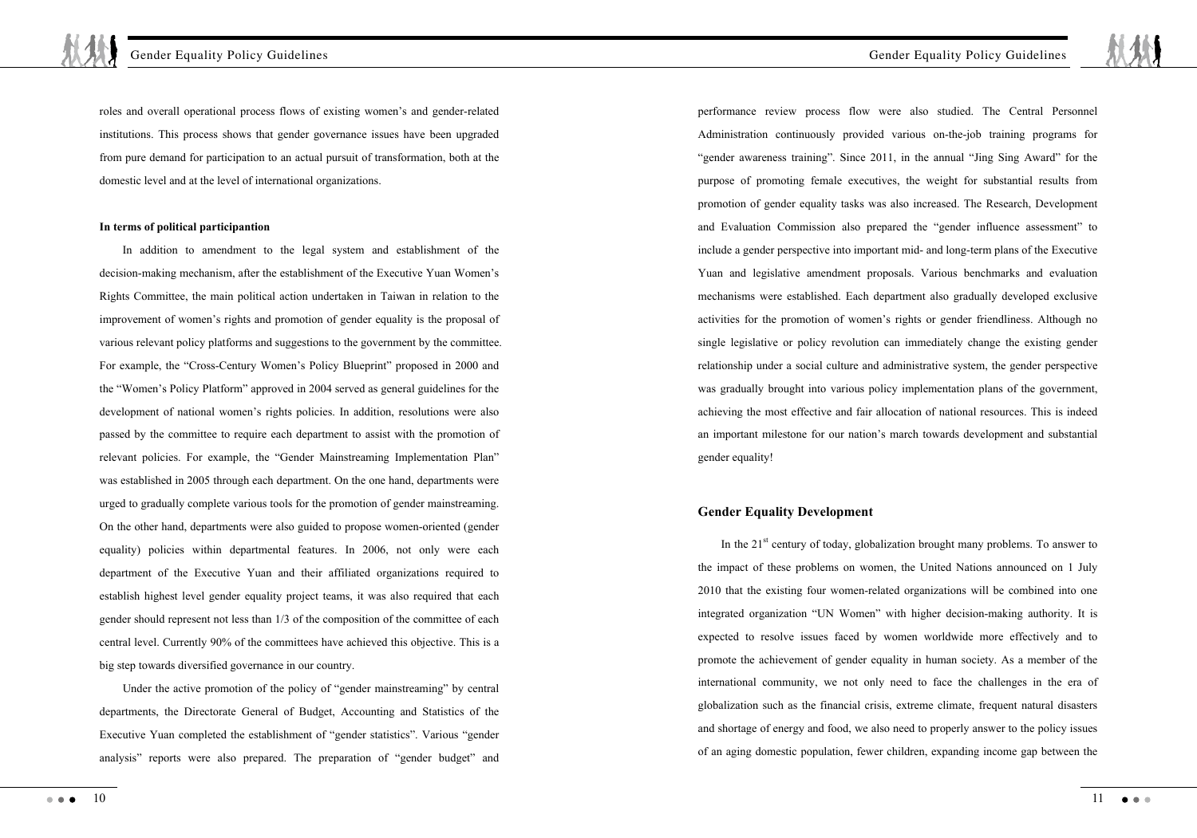roles and overall operational process flows of existing women's and gender-related institutions. This process shows that gender governance issues have been upgraded from pure demand for participation to an actual pursuit of transformation, both at the domestic level and at the level of international organizations.

**In terms of political participantion**

In addition to amendment to the legal system and establishment of the decision-making mechanism, after the establishment of the Executive Yuan Women's Rights Committee, the main political action undertaken in Taiwan in relation to the improvement of women's rights and promotion of gender equality is the proposal of various relevant policy platforms and suggestions to the government by the committee. For example, the "Cross-Century Women's Policy Blueprint" proposed in 2000 and the "Women's Policy Platform" approved in 2004 served as general guidelines for the development of national women's rights policies. In addition, resolutions were also passed by the committee to require each department to assist with the promotion of relevant policies. For example, the "Gender Mainstreaming Implementation Plan" was established in 2005 through each department. On the one hand, departments were urged to gradually complete various tools for the promotion of gender mainstreaming. On the other hand, departments were also guided to propose women-oriented (gender equality) policies within departmental features. In 2006, not only were each department of the Executive Yuan and their affiliated organizations required to establish highest level gender equality project teams, it was also required that each gender should represent not less than 1/3 of the composition of the committee of each central level. Currently 90% of the committees have achieved this objective. This is a big step towards diversified governance in our country.

Under the active promotion of the policy of "gender mainstreaming" by central departments, the Directorate General of Budget, Accounting and Statistics of the Executive Yuan completed the establishment of "gender statistics". Various "gender analysis" reports were also prepared. The preparation of "gender budget" and performance review process flow were also studied. The Central Personnel Administration continuously provided various on-the-job training programs for "gender awareness training". Since 2011, in the annual "Jing Sing Award" for the purpose of promoting female executives, the weight for substantial results from promotion of gender equality tasks was also increased. The Research, Development and Evaluation Commission also prepared the "gender influence assessment" to include a gender perspective into important mid- and long-term plans of the Executive Yuan and legislative amendment proposals. Various benchmarks and evaluation mechanisms were established. Each department also gradually developed exclusive activities for the promotion of women's rights or gender friendliness. Although no single legislative or policy revolution can immediately change the existing gender relationship under a social culture and administrative system, the gender perspective was gradually brought into various policy implementation plans of the government, achieving the most effective and fair allocation of national resources. This is indeed an important milestone for our nation's march towards development and substantial gender equality!

## Gender Equality Development

In the 21st century of today, globalization brought many problems. To answer to the impact of these problems on women, the United Nations announced on 1 July 2010 that the existing four women-related organizations will be combined into one integrated organization "UN Women" with higher decision-making authority. It is expected to resolve issues faced by women worldwide more effectively and to promote the achievement of gender equality in human society. As a member of the international community, we not only need to face the challenges in the era of globalization such as the financial crisis, extreme climate, frequent natural disasters and shortage of energy and food, we also need to properly answer to the policy issues of an aging domestic population, fewer children, expanding income gap between the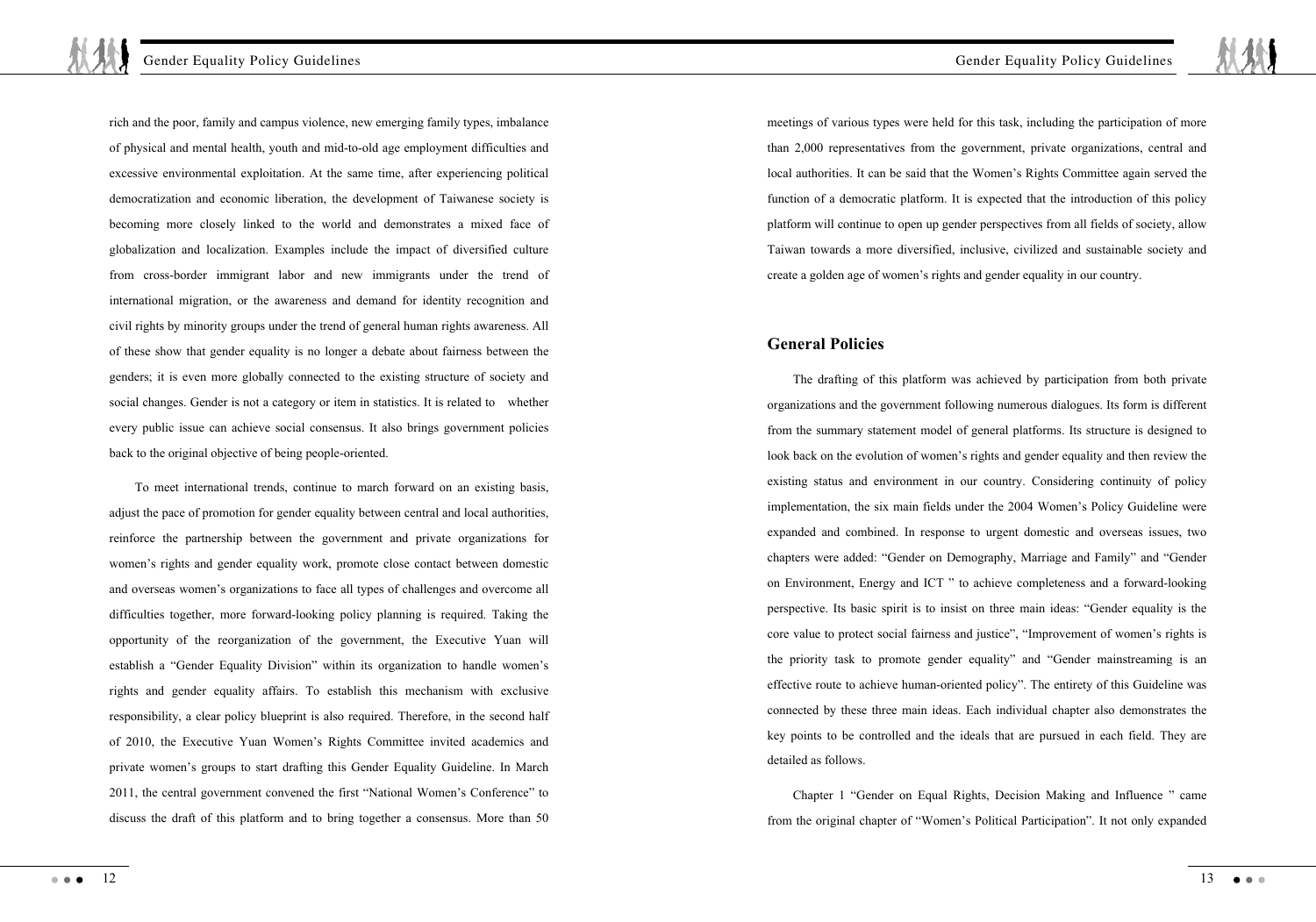rich and the poor, family and campus violence, new emerging family types, imbalance of physical and mental health, youth and mid-to-old age employment difficulties and excessive environmental exploitation. At the same time, after experiencing political democratization and economic liberation, the development of Taiwanese society is becoming more closely linked to the world and demonstrates a mixed face of globalization and localization. Examples include the impact of diversified culture from cross-border immigrant labor and new immigrants under the trend of international migration, or the awareness and demand for identity recognition and civil rights by minority groups under the trend of general human rights awareness. All of these show that gender equality is no longer a debate about fairness between the genders; it is even more globally connected to the existing structure of society and social changes. Gender is not a category or item in statistics. It is related to whether every public issue can achieve social consensus. It also brings government policies back to the original objective of being people-oriented.

To meet international trends, continue to march forward on an existing basis, adjust the pace of promotion for gender equality between central and local authorities, reinforce the partnership between the government and private organizations for women's rights and gender equality work, promote close contact between domestic and overseas women's organizations to face all types of challenges and overcome all difficulties together, more forward-looking policy planning is required. Taking the opportunity of the reorganization of the government, the Executive Yuan will establish a "Gender Equality Division" within its organization to handle women's rights and gender equality affairs. To establish this mechanism with exclusive responsibility, a clear policy blueprint is also required. Therefore, in the second half of 2010, the Executive Yuan Women's Rights Committee invited academics and private women's groups to start drafting this Gender Equality Guideline. In March 2011, the central government convened the first "National Women's Conference" to discuss the draft of this platform and to bring together a consensus. More than 50 meetings of various types were held for this task, including the participation of more than 2,000 representatives from the government, private organizations, central and local authorities. It can be said that the Women's Rights Committee again served the function of a democratic platform. It is expected that the introduction of this policy platform will continue to open up gender perspectives from all fields of society, allow Taiwan towards a more diversified, inclusive, civilized and sustainable society and create a golden age of women's rights and gender equality in our country.

## General Policies

The drafting of this platform was achieved by participation from both private organizations and the government following numerous dialogues. Its form is different from the summary statement model of general platforms. Its structure is designed to look back on the evolution of women's rights and gender equality and then review the existing status and environment in our country. Considering continuity of policy implementation, the six main fields under the 2004 Women's Policy Guideline were expanded and combined. In response to urgent domestic and overseas issues, two chapters were added: "Gender on Demography, Marriage and Family" and "Gender on Environment, Energy and ICT " to achieve completeness and a forward-looking perspective. Its basic spirit is to insist on three main ideas: "Gender equality is the core value to protect social fairness and justice", "Improvement of women's rights is the priority task to promote gender equality" and "Gender mainstreaming is an effective route to achieve human-oriented policy". The entirety of this Guideline was connected by these three main ideas. Each individual chapter also demonstrates the key points to be controlled and the ideals that are pursued in each field. They are detailed as follows.

Chapter 1 "Gender on Equal Rights, Decision Making and Influence " came from the original chapter of "Women's Political Participation". It not only expanded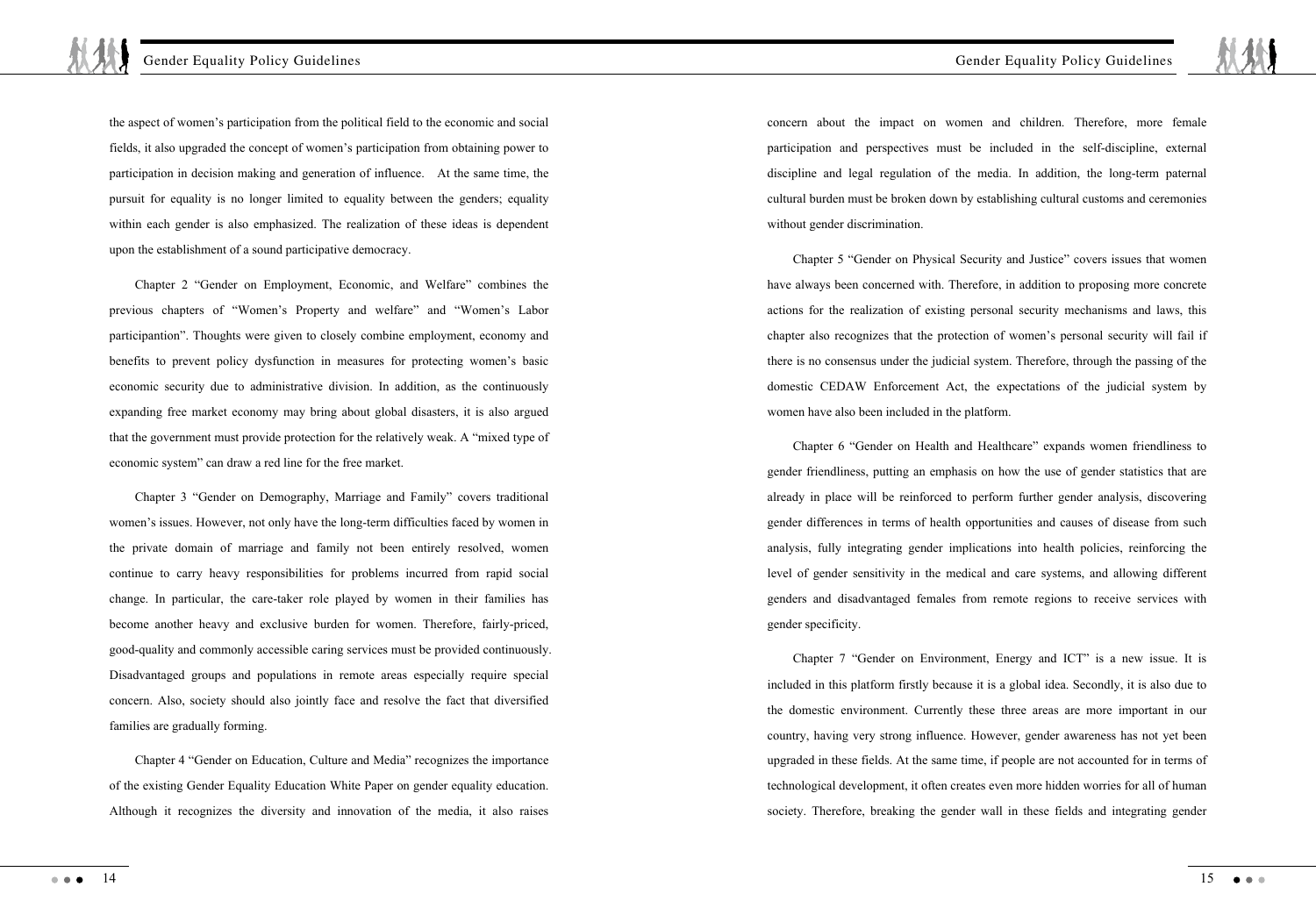the aspect of women's participation from the political field to the economic and social fields, it also upgraded the concept of women's participation from obtaining power to participation in decision making and generation of influence. At the same time, the pursuit for equality is no longer limited to equality between the genders; equality within each gender is also emphasized. The realization of these ideas is dependent upon the establishment of a sound participative democracy.

Chapter 2 "Gender on Employment, Economic, and Welfare" combines the previous chapters of "Women's Property and welfare" and "Women's Labor participantion". Thoughts were given to closely combine employment, economy and benefits to prevent policy dysfunction in measures for protecting women's basic economic security due to administrative division. In addition, as the continuously expanding free market economy may bring about global disasters, it is also argued that the government must provide protection for the relatively weak. A "mixed type of economic system" can draw a red line for the free market.

Chapter 3 "Gender on Demography, Marriage and Family" covers traditional women's issues. However, not only have the long-term difficulties faced by women in the private domain of marriage and family not been entirely resolved, women continue to carry heavy responsibilities for problems incurred from rapid social change. In particular, the care-taker role played by women in their families has become another heavy and exclusive burden for women. Therefore, fairly-priced, good-quality and commonly accessible caring services must be provided continuously. Disadvantaged groups and populations in remote areas especially require special concern. Also, society should also jointly face and resolve the fact that diversified families are gradually forming.

Chapter 4 "Gender on Education, Culture and Media" recognizes the importance of the existing Gender Equality Education White Paper on gender equality education. Although it recognizes the diversity and innovation of the media, it also raises concern about the impact on women and children. Therefore, more female participation and perspectives must be included in the self-discipline, external discipline and legal regulation of the media. In addition, the long-term paternal cultural burden must be broken down by establishing cultural customs and ceremonies without gender discrimination.

Chapter 5 "Gender on Physical Security and Justice" covers issues that women have always been concerned with. Therefore, in addition to proposing more concrete actions for the realization of existing personal security mechanisms and laws, this chapter also recognizes that the protection of women's personal security will fail if there is no consensus under the judicial system. Therefore, through the passing of the domestic CEDAW Enforcement Act, the expectations of the judicial system by women have also been included in the platform.

Chapter 6 "Gender on Health and Healthcare" expands women friendliness to gender friendliness, putting an emphasis on how the use of gender statistics that are already in place will be reinforced to perform further gender analysis, discovering gender differences in terms of health opportunities and causes of disease from such analysis, fully integrating gender implications into health policies, reinforcing the level of gender sensitivity in the medical and care systems, and allowing different genders and disadvantaged females from remote regions to receive services with gender specificity.

Chapter 7 "Gender on Environment, Energy and ICT" is a new issue. It is included in this platform firstly because it is a global idea. Secondly, it is also due to the domestic environment. Currently these three areas are more important in our country, having very strong influence. However, gender awareness has not yet been upgraded in these fields. At the same time, if people are not accounted for in terms of technological development, it often creates even more hidden worries for all of human society. Therefore, breaking the gender wall in these fields and integrating gender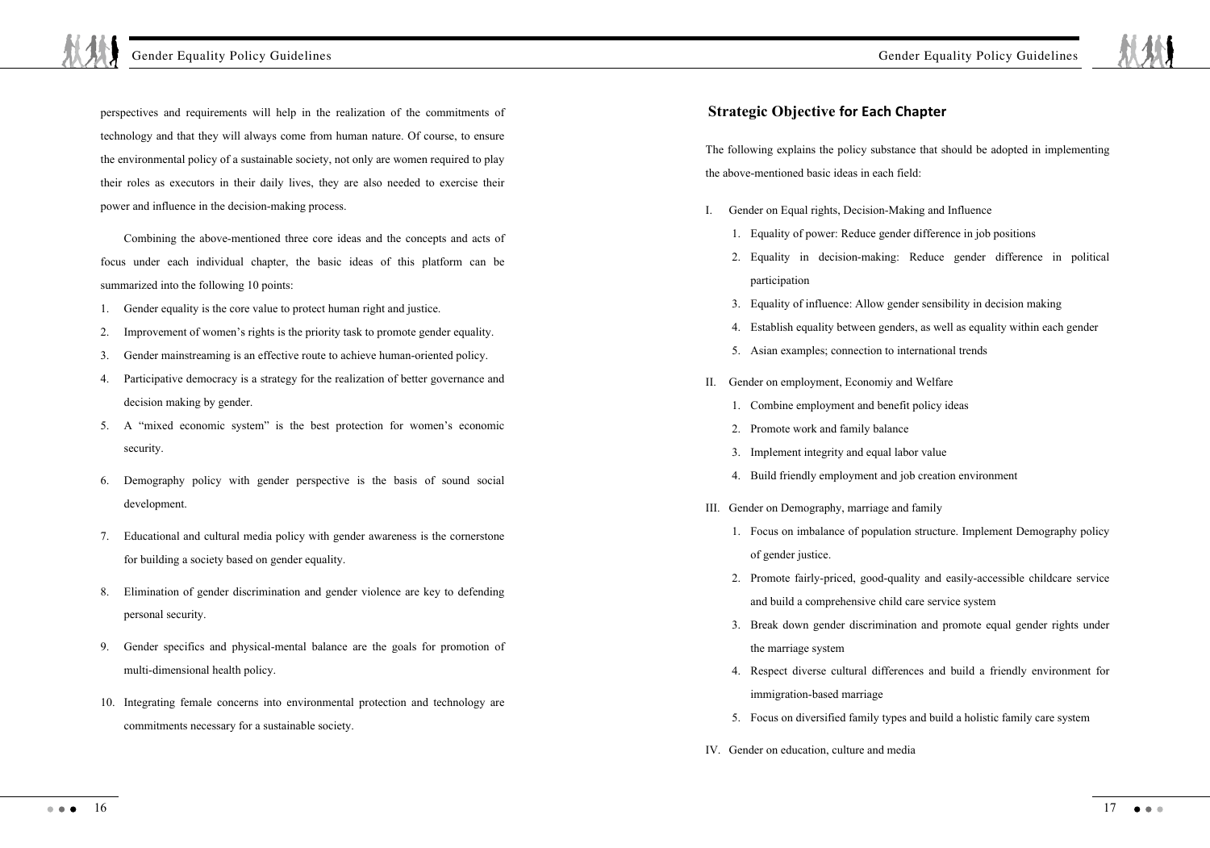perspectives and requirements will help in the realization of the commitments of technology and that they will always come from human nature. Of course, to ensure the environmental policy of a sustainable society, not only are women required to play their roles as executors in their daily lives, they are also needed to exercise their power and influence in the decision-making process.

Combining the above-mentioned three core ideas and the concepts and acts of focus under each individual chapter, the basic ideas of this platform can be summarized into the following 10 points:

1. Gender equality is the core value to protect human right and justice.
2. Improvement of women's rights is the priority task to promote gender equality.
3. Gender mainstreaming is an effective route to achieve human-oriented policy.
4. Participative democracy is a strategy for the realization of better governance and decision making by gender.
5. A "mixed economic system" is the best protection for women's economic security.
6. Demography policy with gender perspective is the basis of sound social development.
7. Educational and cultural media policy with gender awareness is the cornerstone for building a society based on gender equality.
8. Elimination of gender discrimination and gender violence are key to defending personal security.
9. Gender specifics and physical-mental balance are the goals for promotion of multi-dimensional health policy.
10. Integrating female concerns into environmental protection and technology are commitments necessary for a sustainable society.

## Strategic Objective for Each Chapter

The following explains the policy substance that should be adopted in implementing the above-mentioned basic ideas in each field:

I. Gender on Equal rights, Decision-Making and Influence
   1. Equality of power: Reduce gender difference in job positions
   2. Equality in decision-making: Reduce gender difference in political participation
   3. Equality of influence: Allow gender sensibility in decision making
   4. Establish equality between genders, as well as equality within each gender
   5. Asian examples; connection to international trends

II. Gender on employment, Economiy and Welfare
   1. Combine employment and benefit policy ideas
   2. Promote work and family balance
   3. Implement integrity and equal labor value
   4. Build friendly employment and job creation environment

III. Gender on Demography, marriage and family
   1. Focus on imbalance of population structure. Implement Demography policy of gender justice.
   2. Promote fairly-priced, good-quality and easily-accessible childcare service and build a comprehensive child care service system
   3. Break down gender discrimination and promote equal gender rights under the marriage system
   4. Respect diverse cultural differences and build a friendly environment for immigration-based marriage
   5. Focus on diversified family types and build a holistic family care system

IV. Gender on education, culture and media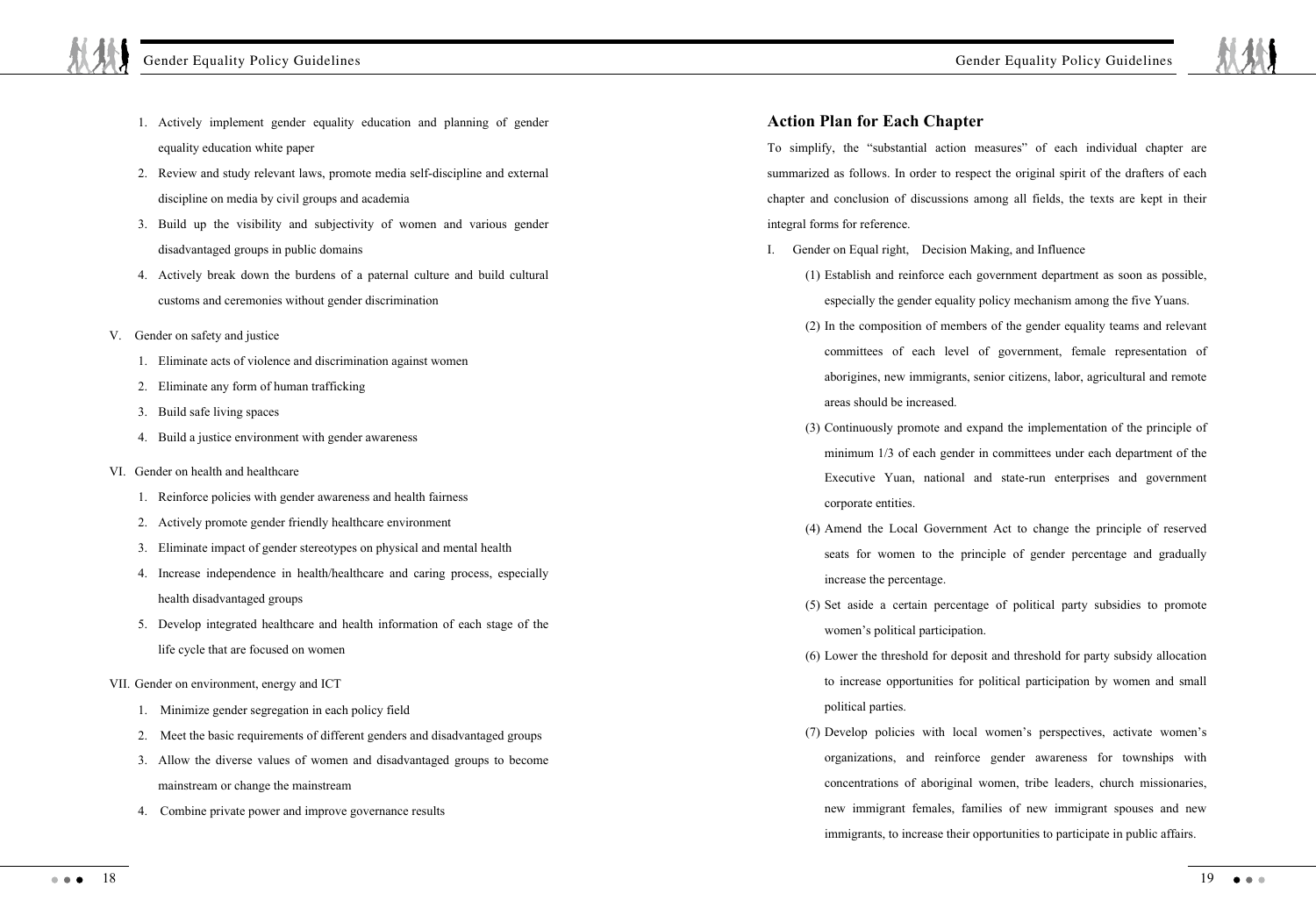1. Actively implement gender equality education and planning of gender equality education white paper
2. Review and study relevant laws, promote media self-discipline and external discipline on media by civil groups and academia
3. Build up the visibility and subjectivity of women and various gender disadvantaged groups in public domains
4. Actively break down the burdens of a paternal culture and build cultural customs and ceremonies without gender discrimination

V. Gender on safety and justice

1. Eliminate acts of violence and discrimination against women
2. Eliminate any form of human trafficking
3. Build safe living spaces
4. Build a justice environment with gender awareness

VI. Gender on health and healthcare

1. Reinforce policies with gender awareness and health fairness
2. Actively promote gender friendly healthcare environment
3. Eliminate impact of gender stereotypes on physical and mental health
4. Increase independence in health/healthcare and caring process, especially health disadvantaged groups
5. Develop integrated healthcare and health information of each stage of the life cycle that are focused on women

VII. Gender on environment, energy and ICT

1. Minimize gender segregation in each policy field
2. Meet the basic requirements of different genders and disadvantaged groups
3. Allow the diverse values of women and disadvantaged groups to become mainstream or change the mainstream
4. Combine private power and improve governance results

## Action Plan for Each Chapter

To simplify, the "substantial action measures" of each individual chapter are summarized as follows. In order to respect the original spirit of the drafters of each chapter and conclusion of discussions among all fields, the texts are kept in their integral forms for reference.

I. Gender on Equal right, Decision Making, and Influence

(1) Establish and reinforce each government department as soon as possible, especially the gender equality policy mechanism among the five Yuans.

(2) In the composition of members of the gender equality teams and relevant committees of each level of government, female representation of aborigines, new immigrants, senior citizens, labor, agricultural and remote areas should be increased.

(3) Continuously promote and expand the implementation of the principle of minimum 1/3 of each gender in committees under each department of the Executive Yuan, national and state-run enterprises and government corporate entities.

(4) Amend the Local Government Act to change the principle of reserved seats for women to the principle of gender percentage and gradually increase the percentage.

(5) Set aside a certain percentage of political party subsidies to promote women's political participation.

(6) Lower the threshold for deposit and threshold for party subsidy allocation to increase opportunities for political participation by women and small political parties.

(7) Develop policies with local women's perspectives, activate women's organizations, and reinforce gender awareness for townships with concentrations of aboriginal women, tribe leaders, church missionaries, new immigrant females, families of new immigrant spouses and new immigrants, to increase their opportunities to participate in public affairs.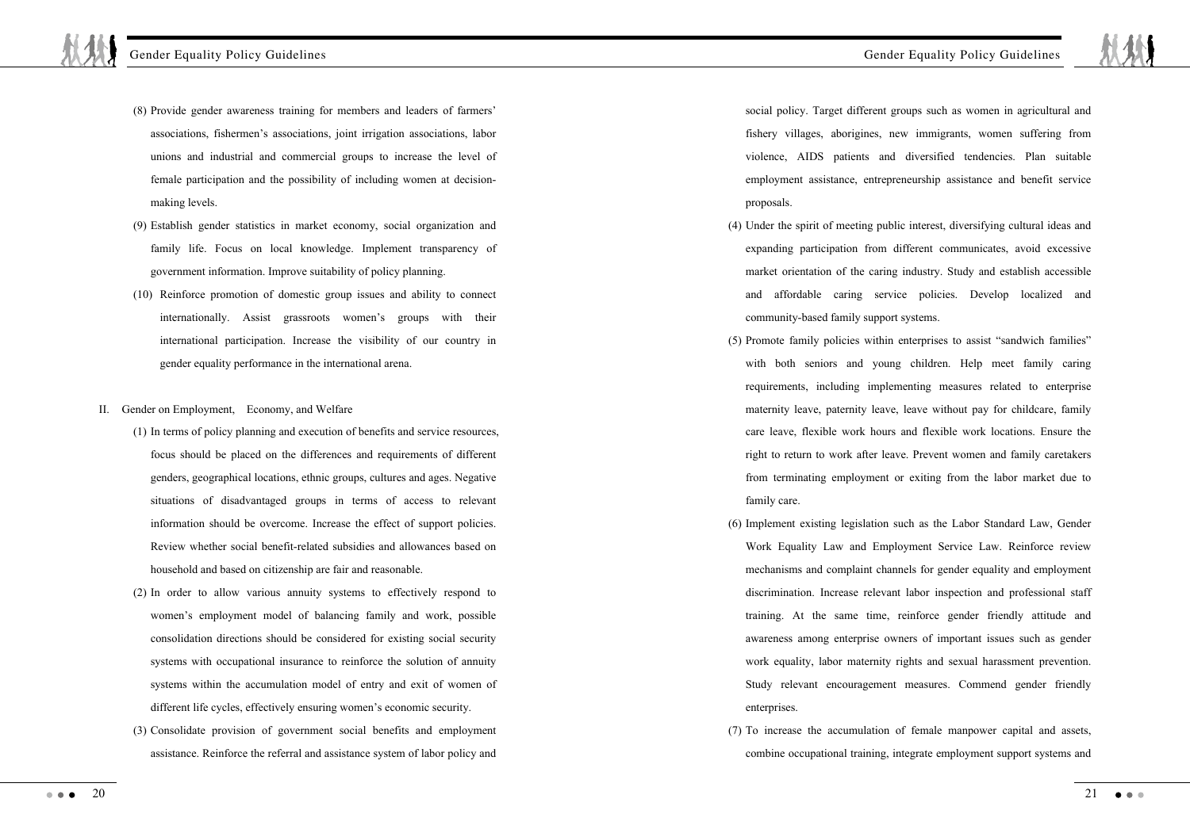(8) Provide gender awareness training for members and leaders of farmers' associations, fishermen's associations, joint irrigation associations, labor unions and industrial and commercial groups to increase the level of female participation and the possibility of including women at decision-making levels.

(9) Establish gender statistics in market economy, social organization and family life. Focus on local knowledge. Implement transparency of government information. Improve suitability of policy planning.

(10) Reinforce promotion of domestic group issues and ability to connect internationally. Assist grassroots women's groups with their international participation. Increase the visibility of our country in gender equality performance in the international arena.

## II. Gender on Employment, Economy, and Welfare

(1) In terms of policy planning and execution of benefits and service resources, focus should be placed on the differences and requirements of different genders, geographical locations, ethnic groups, cultures and ages. Negative situations of disadvantaged groups in terms of access to relevant information should be overcome. Increase the effect of support policies. Review whether social benefit-related subsidies and allowances based on household and based on citizenship are fair and reasonable.

(2) In order to allow various annuity systems to effectively respond to women's employment model of balancing family and work, possible consolidation directions should be considered for existing social security systems with occupational insurance to reinforce the solution of annuity systems within the accumulation model of entry and exit of women of different life cycles, effectively ensuring women's economic security.

(3) Consolidate provision of government social benefits and employment assistance. Reinforce the referral and assistance system of labor policy and social policy. Target different groups such as women in agricultural and fishery villages, aborigines, new immigrants, women suffering from violence, AIDS patients and diversified tendencies. Plan suitable employment assistance, entrepreneurship assistance and benefit service proposals.

(4) Under the spirit of meeting public interest, diversifying cultural ideas and expanding participation from different communicates, avoid excessive market orientation of the caring industry. Study and establish accessible and affordable caring service policies. Develop localized and community-based family support systems.

(5) Promote family policies within enterprises to assist "sandwich families" with both seniors and young children. Help meet family caring requirements, including implementing measures related to enterprise maternity leave, paternity leave, leave without pay for childcare, family care leave, flexible work hours and flexible work locations. Ensure the right to return to work after leave. Prevent women and family caretakers from terminating employment or exiting from the labor market due to family care.

(6) Implement existing legislation such as the Labor Standard Law, Gender Work Equality Law and Employment Service Law. Reinforce review mechanisms and complaint channels for gender equality and employment discrimination. Increase relevant labor inspection and professional staff training. At the same time, reinforce gender friendly attitude and awareness among enterprise owners of important issues such as gender work equality, labor maternity rights and sexual harassment prevention. Study relevant encouragement measures. Commend gender friendly enterprises.

(7) To increase the accumulation of female manpower capital and assets, combine occupational training, integrate employment support systems and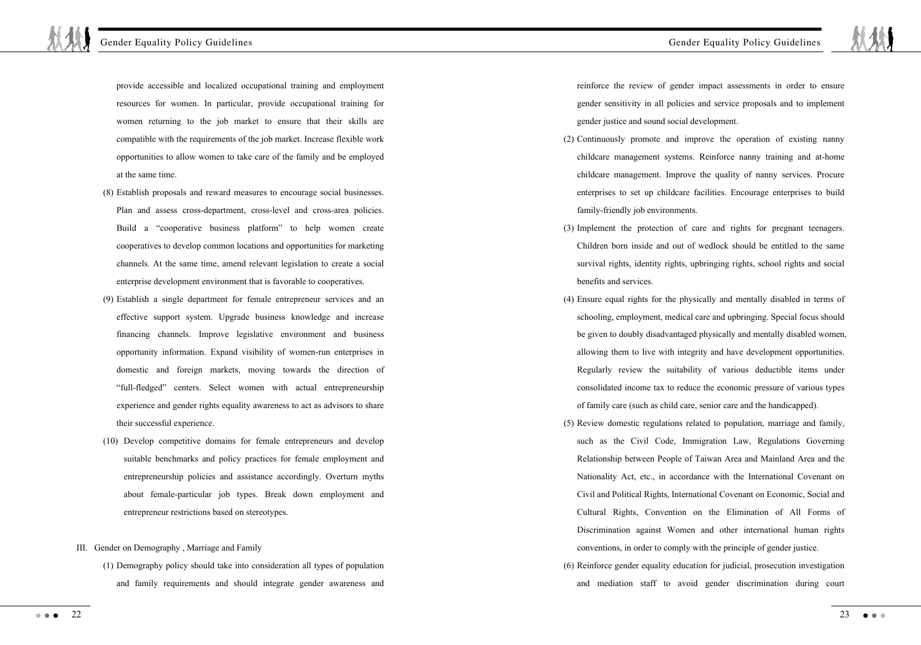provide accessible and localized occupational training and employment resources for women. In particular, provide occupational training for women returning to the job market to ensure that their skills are compatible with the requirements of the job market. Increase flexible work opportunities to allow women to take care of the family and be employed at the same time.

(8) Establish proposals and reward measures to encourage social businesses. Plan and assess cross-department, cross-level and cross-area policies. Build a "cooperative business platform" to help women create cooperatives to develop common locations and opportunities for marketing channels. At the same time, amend relevant legislation to create a social enterprise development environment that is favorable to cooperatives.

(9) Establish a single department for female entrepreneur services and an effective support system. Upgrade business knowledge and increase financing channels. Improve legislative environment and business opportunity information. Expand visibility of women-run enterprises in domestic and foreign markets, moving towards the direction of "full-fledged" centers. Select women with actual entrepreneurship experience and gender rights equality awareness to act as advisors to share their successful experience.

(10) Develop competitive domains for female entrepreneurs and develop suitable benchmarks and policy practices for female employment and entrepreneurship policies and assistance accordingly. Overturn myths about female-particular job types. Break down employment and entrepreneur restrictions based on stereotypes.

III. Gender on Demography , Marriage and Family

(1) Demography policy should take into consideration all types of population and family requirements and should integrate gender awareness and reinforce the review of gender impact assessments in order to ensure gender sensitivity in all policies and service proposals and to implement gender justice and sound social development.

(2) Continuously promote and improve the operation of existing nanny childcare management systems. Reinforce nanny training and at-home childcare management. Improve the quality of nanny services. Procure enterprises to set up childcare facilities. Encourage enterprises to build family-friendly job environments.

(3) Implement the protection of care and rights for pregnant teenagers. Children born inside and out of wedlock should be entitled to the same survival rights, identity rights, upbringing rights, school rights and social benefits and services.

(4) Ensure equal rights for the physically and mentally disabled in terms of schooling, employment, medical care and upbringing. Special focus should be given to doubly disadvantaged physically and mentally disabled women, allowing them to live with integrity and have development opportunities. Regularly review the suitability of various deductible items under consolidated income tax to reduce the economic pressure of various types of family care (such as child care, senior care and the handicapped).

(5) Review domestic regulations related to population, marriage and family, such as the Civil Code, Immigration Law, Regulations Governing Relationship between People of Taiwan Area and Mainland Area and the Nationality Act, etc., in accordance with the International Covenant on Civil and Political Rights, International Covenant on Economic, Social and Cultural Rights, Convention on the Elimination of All Forms of Discrimination against Women and other international human rights conventions, in order to comply with the principle of gender justice.

(6) Reinforce gender equality education for judicial, prosecution investigation and mediation staff to avoid gender discrimination during court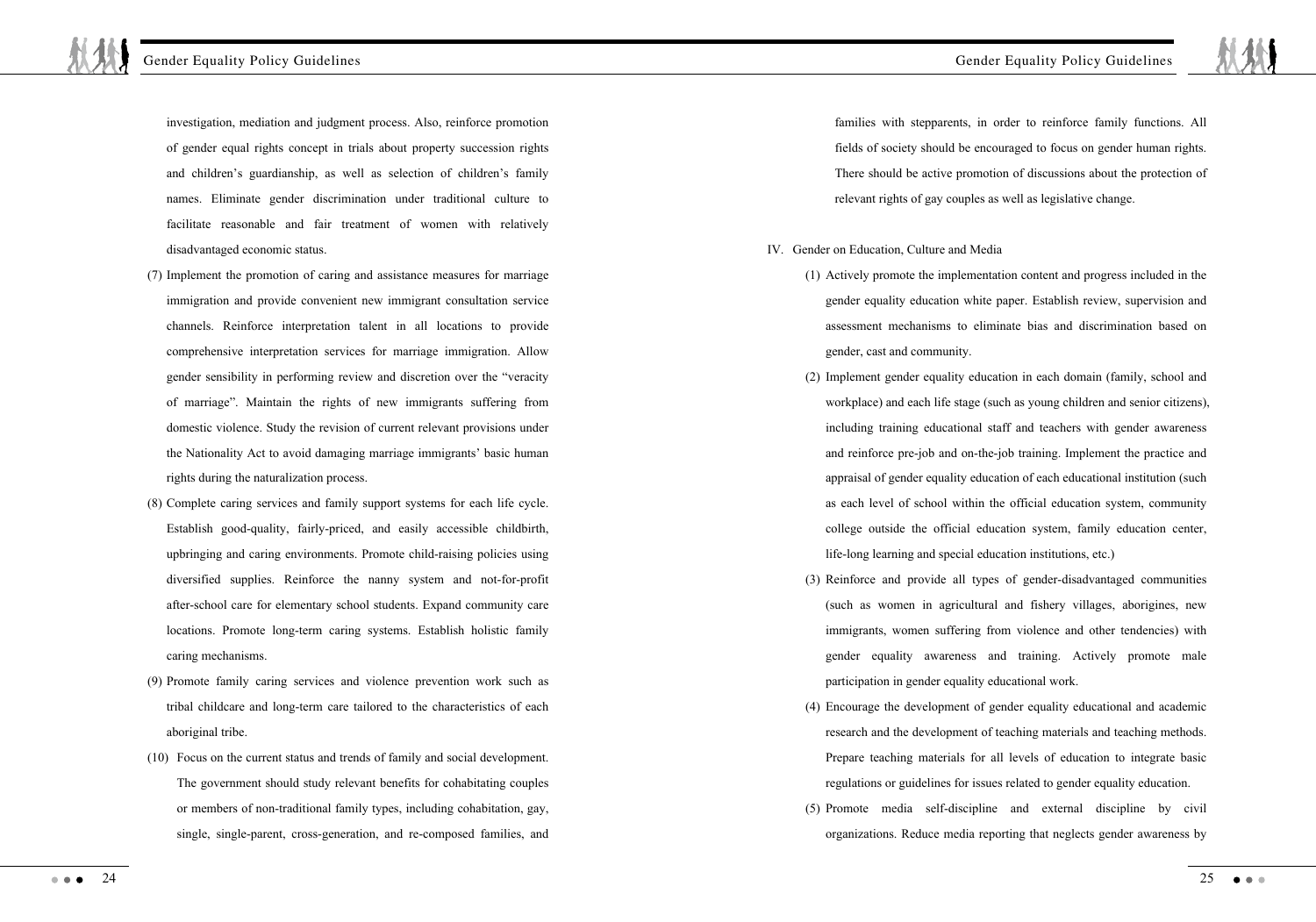investigation, mediation and judgment process. Also, reinforce promotion of gender equal rights concept in trials about property succession rights and children's guardianship, as well as selection of children's family names. Eliminate gender discrimination under traditional culture to facilitate reasonable and fair treatment of women with relatively disadvantaged economic status.

(7) Implement the promotion of caring and assistance measures for marriage immigration and provide convenient new immigrant consultation service channels. Reinforce interpretation talent in all locations to provide comprehensive interpretation services for marriage immigration. Allow gender sensibility in performing review and discretion over the "veracity of marriage". Maintain the rights of new immigrants suffering from domestic violence. Study the revision of current relevant provisions under the Nationality Act to avoid damaging marriage immigrants' basic human rights during the naturalization process.

(8) Complete caring services and family support systems for each life cycle. Establish good-quality, fairly-priced, and easily accessible childbirth, upbringing and caring environments. Promote child-raising policies using diversified supplies. Reinforce the nanny system and not-for-profit after-school care for elementary school students. Expand community care locations. Promote long-term caring systems. Establish holistic family caring mechanisms.

(9) Promote family caring services and violence prevention work such as tribal childcare and long-term care tailored to the characteristics of each aboriginal tribe.

(10) Focus on the current status and trends of family and social development. The government should study relevant benefits for cohabitating couples or members of non-traditional family types, including cohabitation, gay, single, single-parent, cross-generation, and re-composed families, and families with stepparents, in order to reinforce family functions. All fields of society should be encouraged to focus on gender human rights. There should be active promotion of discussions about the protection of relevant rights of gay couples as well as legislative change.

## IV. Gender on Education, Culture and Media

(1) Actively promote the implementation content and progress included in the gender equality education white paper. Establish review, supervision and assessment mechanisms to eliminate bias and discrimination based on gender, cast and community.

(2) Implement gender equality education in each domain (family, school and workplace) and each life stage (such as young children and senior citizens), including training educational staff and teachers with gender awareness and reinforce pre-job and on-the-job training. Implement the practice and appraisal of gender equality education of each educational institution (such as each level of school within the official education system, community college outside the official education system, family education center, life-long learning and special education institutions, etc.)

(3) Reinforce and provide all types of gender-disadvantaged communities (such as women in agricultural and fishery villages, aborigines, new immigrants, women suffering from violence and other tendencies) with gender equality awareness and training. Actively promote male participation in gender equality educational work.

(4) Encourage the development of gender equality educational and academic research and the development of teaching materials and teaching methods. Prepare teaching materials for all levels of education to integrate basic regulations or guidelines for issues related to gender equality education.

(5) Promote media self-discipline and external discipline by civil organizations. Reduce media reporting that neglects gender awareness by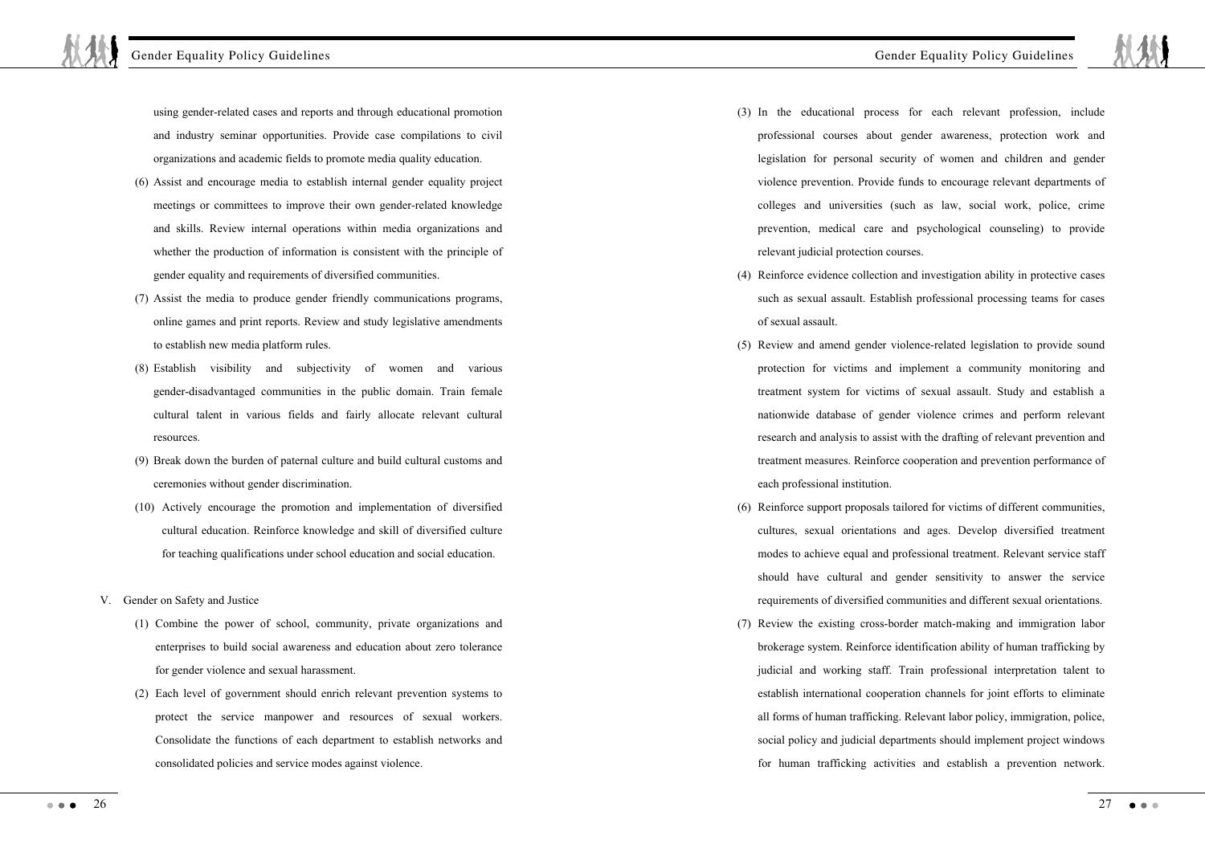using gender-related cases and reports and through educational promotion and industry seminar opportunities. Provide case compilations to civil organizations and academic fields to promote media quality education.

(6) Assist and encourage media to establish internal gender equality project meetings or committees to improve their own gender-related knowledge and skills. Review internal operations within media organizations and whether the production of information is consistent with the principle of gender equality and requirements of diversified communities.

(7) Assist the media to produce gender friendly communications programs, online games and print reports. Review and study legislative amendments to establish new media platform rules.

(8) Establish visibility and subjectivity of women and various gender-disadvantaged communities in the public domain. Train female cultural talent in various fields and fairly allocate relevant cultural resources.

(9) Break down the burden of paternal culture and build cultural customs and ceremonies without gender discrimination.

(10) Actively encourage the promotion and implementation of diversified cultural education. Reinforce knowledge and skill of diversified culture for teaching qualifications under school education and social education.

## V. Gender on Safety and Justice

(1) Combine the power of school, community, private organizations and enterprises to build social awareness and education about zero tolerance for gender violence and sexual harassment.

(2) Each level of government should enrich relevant prevention systems to protect the service manpower and resources of sexual workers. Consolidate the functions of each department to establish networks and consolidated policies and service modes against violence.

(3) In the educational process for each relevant profession, include professional courses about gender awareness, protection work and legislation for personal security of women and children and gender violence prevention. Provide funds to encourage relevant departments of colleges and universities (such as law, social work, police, crime prevention, medical care and psychological counseling) to provide relevant judicial protection courses.

(4) Reinforce evidence collection and investigation ability in protective cases such as sexual assault. Establish professional processing teams for cases of sexual assault.

(5) Review and amend gender violence-related legislation to provide sound protection for victims and implement a community monitoring and treatment system for victims of sexual assault. Study and establish a nationwide database of gender violence crimes and perform relevant research and analysis to assist with the drafting of relevant prevention and treatment measures. Reinforce cooperation and prevention performance of each professional institution.

(6) Reinforce support proposals tailored for victims of different communities, cultures, sexual orientations and ages. Develop diversified treatment modes to achieve equal and professional treatment. Relevant service staff should have cultural and gender sensitivity to answer the service requirements of diversified communities and different sexual orientations.

(7) Review the existing cross-border match-making and immigration labor brokerage system. Reinforce identification ability of human trafficking by judicial and working staff. Train professional interpretation talent to establish international cooperation channels for joint efforts to eliminate all forms of human trafficking. Relevant labor policy, immigration, police, social policy and judicial departments should implement project windows for human trafficking activities and establish a prevention network.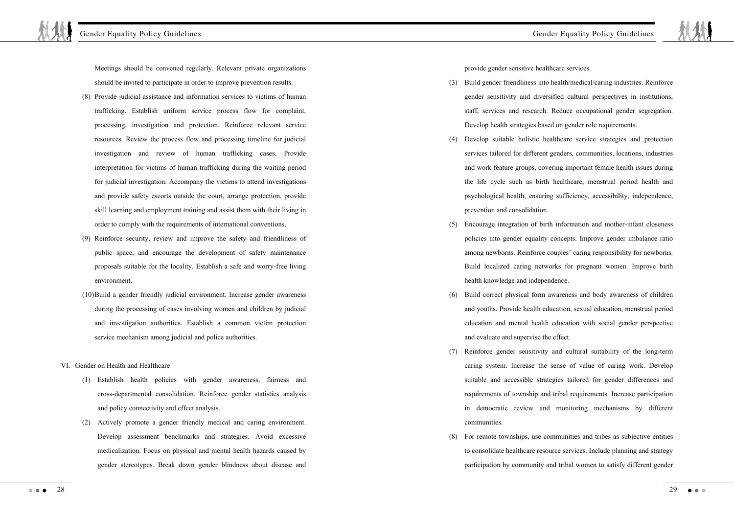Meetings should be convened regularly. Relevant private organizations should be invited to participate in order to improve prevention results.

(8) Provide judicial assistance and information services to victims of human trafficking. Establish uniform service process flow for complaint, processing, investigation and protection. Reinforce relevant service resources. Review the process flow and processing timeline for judicial investigation and review of human trafficking cases. Provide interpretation for victims of human trafficking during the waiting period for judicial investigation. Accompany the victims to attend investigations and provide safety escorts outside the court, arrange protection, provide skill learning and employment training and assist them with their living in order to comply with the requirements of international conventions.

(9) Reinforce security, review and improve the safety and friendliness of public space, and encourage the development of safety maintenance proposals suitable for the locality. Establish a safe and worry-free living environment.

(10) Build a gender friendly judicial environment. Increase gender awareness during the processing of cases involving women and children by judicial and investigation authorities. Establish a common victim protection service mechanism among judicial and police authorities.

## VI. Gender on Health and Healthcare

(1) Establish health policies with gender awareness, fairness and cross-departmental consolidation. Reinforce gender statistics analysis and policy connectivity and effect analysis.

(2) Actively promote a gender friendly medical and caring environment. Develop assessment benchmarks and strategies. Avoid excessive medicalization. Focus on physical and mental health hazards caused by gender stereotypes. Break down gender blindness about disease and provide gender sensitive healthcare services.

(3) Build gender friendliness into health/medical/caring industries. Reinforce gender sensitivity and diversified cultural perspectives in institutions, staff, services and research. Reduce occupational gender segregation. Develop health strategies based on gender role requirements.

(4) Develop suitable holistic healthcare service strategies and protection services tailored for different genders, communities, locations, industries and work feature groups, covering important female health issues during the life cycle such as birth healthcare, menstrual period health and psychological health, ensuring sufficiency, accessibility, independence, prevention and consolidation.

(5) Encourage integration of birth information and mother-infant closeness policies into gender equality concepts. Improve gender imbalance ratio among newborns. Reinforce couples' caring responsibility for newborns. Build localized caring networks for pregnant women. Improve birth health knowledge and independence.

(6) Build correct physical form awareness and body awareness of children and youths. Provide health education, sexual education, menstrual period education and mental health education with social gender perspective and evaluate and supervise the effect.

(7) Reinforce gender sensitivity and cultural suitability of the long-term caring system. Increase the sense of value of caring work. Develop suitable and accessible strategies tailored for gender differences and requirements of township and tribal requirements. Increase participation in democratic review and monitoring mechanisms by different communities.

(8) For remote townships, use communities and tribes as subjective entities to consolidate healthcare resource services. Include planning and strategy participation by community and tribal women to satisfy different gender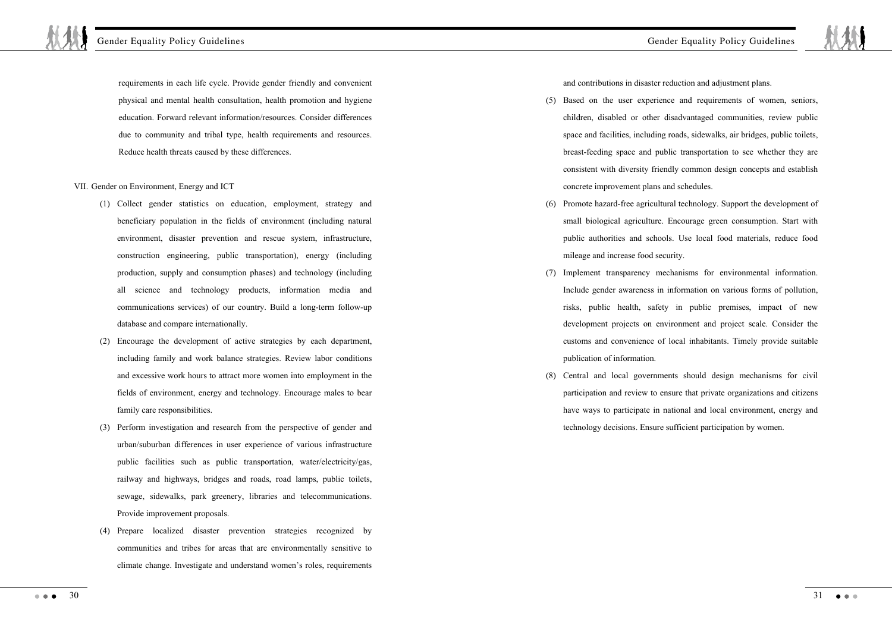requirements in each life cycle. Provide gender friendly and convenient physical and mental health consultation, health promotion and hygiene education. Forward relevant information/resources. Consider differences due to community and tribal type, health requirements and resources. Reduce health threats caused by these differences.

VII. Gender on Environment, Energy and ICT

(1) Collect gender statistics on education, employment, strategy and beneficiary population in the fields of environment (including natural environment, disaster prevention and rescue system, infrastructure, construction engineering, public transportation), energy (including production, supply and consumption phases) and technology (including all science and technology products, information media and communications services) of our country. Build a long-term follow-up database and compare internationally.

(2) Encourage the development of active strategies by each department, including family and work balance strategies. Review labor conditions and excessive work hours to attract more women into employment in the fields of environment, energy and technology. Encourage males to bear family care responsibilities.

(3) Perform investigation and research from the perspective of gender and urban/suburban differences in user experience of various infrastructure public facilities such as public transportation, water/electricity/gas, railway and highways, bridges and roads, road lamps, public toilets, sewage, sidewalks, park greenery, libraries and telecommunications. Provide improvement proposals.

(4) Prepare localized disaster prevention strategies recognized by communities and tribes for areas that are environmentally sensitive to climate change. Investigate and understand women's roles, requirements and contributions in disaster reduction and adjustment plans.

(5) Based on the user experience and requirements of women, seniors, children, disabled or other disadvantaged communities, review public space and facilities, including roads, sidewalks, air bridges, public toilets, breast-feeding space and public transportation to see whether they are consistent with diversity friendly common design concepts and establish concrete improvement plans and schedules.

(6) Promote hazard-free agricultural technology. Support the development of small biological agriculture. Encourage green consumption. Start with public authorities and schools. Use local food materials, reduce food mileage and increase food security.

(7) Implement transparency mechanisms for environmental information. Include gender awareness in information on various forms of pollution, risks, public health, safety in public premises, impact of new development projects on environment and project scale. Consider the customs and convenience of local inhabitants. Timely provide suitable publication of information.

(8) Central and local governments should design mechanisms for civil participation and review to ensure that private organizations and citizens have ways to participate in national and local environment, energy and technology decisions. Ensure sufficient participation by women.